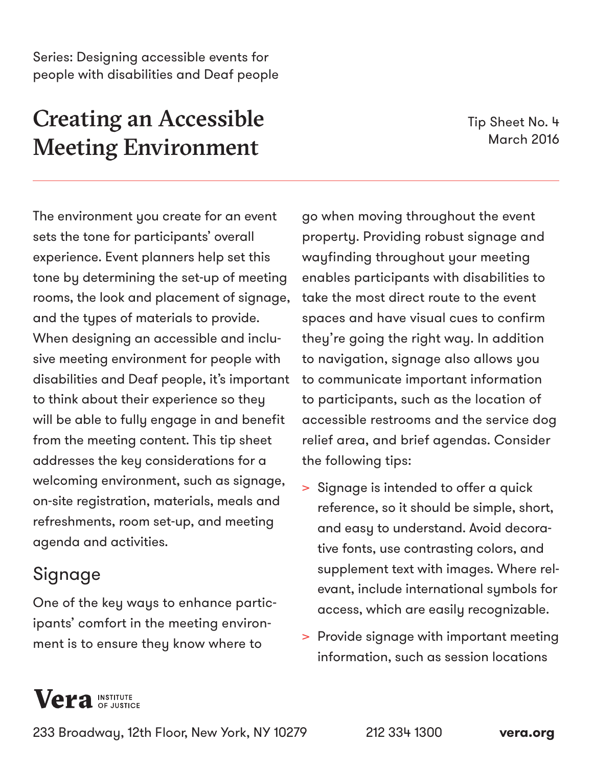Series: Designing accessible events for people with disabilities and Deaf people

# Creating an Accessible Meeting Environment

Tip Sheet No. 4
March 2016

The environment you create for an event sets the tone for participants' overall experience. Event planners help set this tone by determining the set-up of meeting rooms, the look and placement of signage, and the types of materials to provide. When designing an accessible and inclusive meeting environment for people with disabilities and Deaf people, it's important to think about their experience so they will be able to fully engage in and benefit from the meeting content. This tip sheet addresses the key considerations for a welcoming environment, such as signage, on-site registration, materials, meals and refreshments, room set-up, and meeting agenda and activities.

## Signage

One of the key ways to enhance participants' comfort in the meeting environment is to ensure they know where to go when moving throughout the event property. Providing robust signage and wayfinding throughout your meeting enables participants with disabilities to take the most direct route to the event spaces and have visual cues to confirm they're going the right way. In addition to navigation, signage also allows you to communicate important information to participants, such as the location of accessible restrooms and the service dog relief area, and brief agendas. Consider the following tips:

- Signage is intended to offer a quick reference, so it should be simple, short, and easy to understand. Avoid decorative fonts, use contrasting colors, and supplement text with images. Where relevant, include international symbols for access, which are easily recognizable.
- Provide signage with important meeting information, such as session locations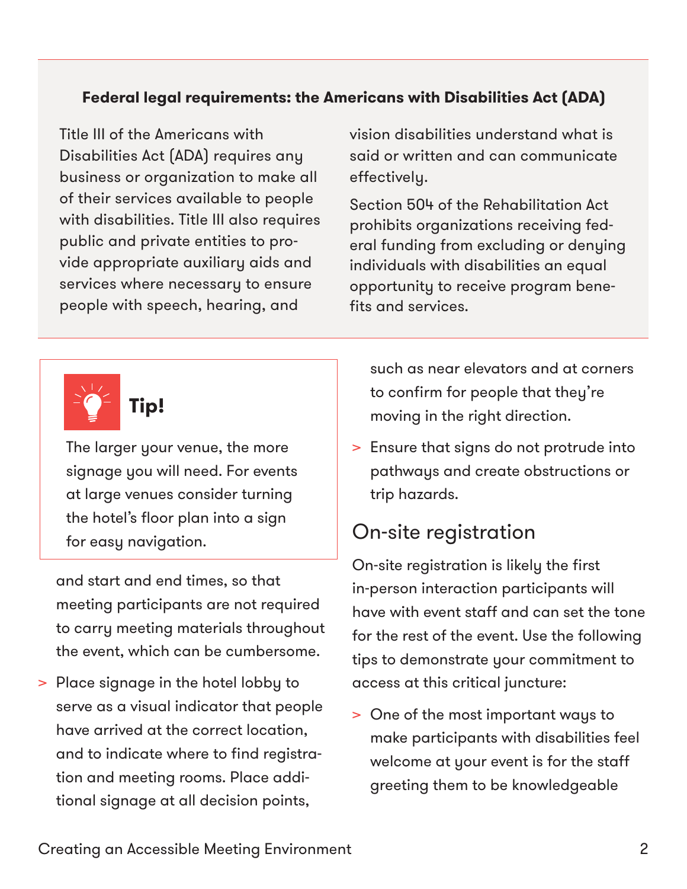**Federal legal requirements: the Americans with Disabilities Act (ADA)**

Title III of the Americans with Disabilities Act (ADA) requires any business or organization to make all of their services available to people with disabilities. Title III also requires public and private entities to provide appropriate auxiliary aids and services where necessary to ensure people with speech, hearing, and vision disabilities understand what is said or written and can communicate effectively.

Section 504 of the Rehabilitation Act prohibits organizations receiving federal funding from excluding or denying individuals with disabilities an equal opportunity to receive program benefits and services.

**Tip!**

The larger your venue, the more signage you will need. For events at large venues consider turning the hotel's floor plan into a sign for easy navigation.

and start and end times, so that meeting participants are not required to carry meeting materials throughout the event, which can be cumbersome.

> Place signage in the hotel lobby to serve as a visual indicator that people have arrived at the correct location, and to indicate where to find registration and meeting rooms. Place additional signage at all decision points, such as near elevators and at corners to confirm for people that they're moving in the right direction.

> Ensure that signs do not protrude into pathways and create obstructions or trip hazards.

## On-site registration

On-site registration is likely the first in-person interaction participants will have with event staff and can set the tone for the rest of the event. Use the following tips to demonstrate your commitment to access at this critical juncture:

> One of the most important ways to make participants with disabilities feel welcome at your event is for the staff greeting them to be knowledgeable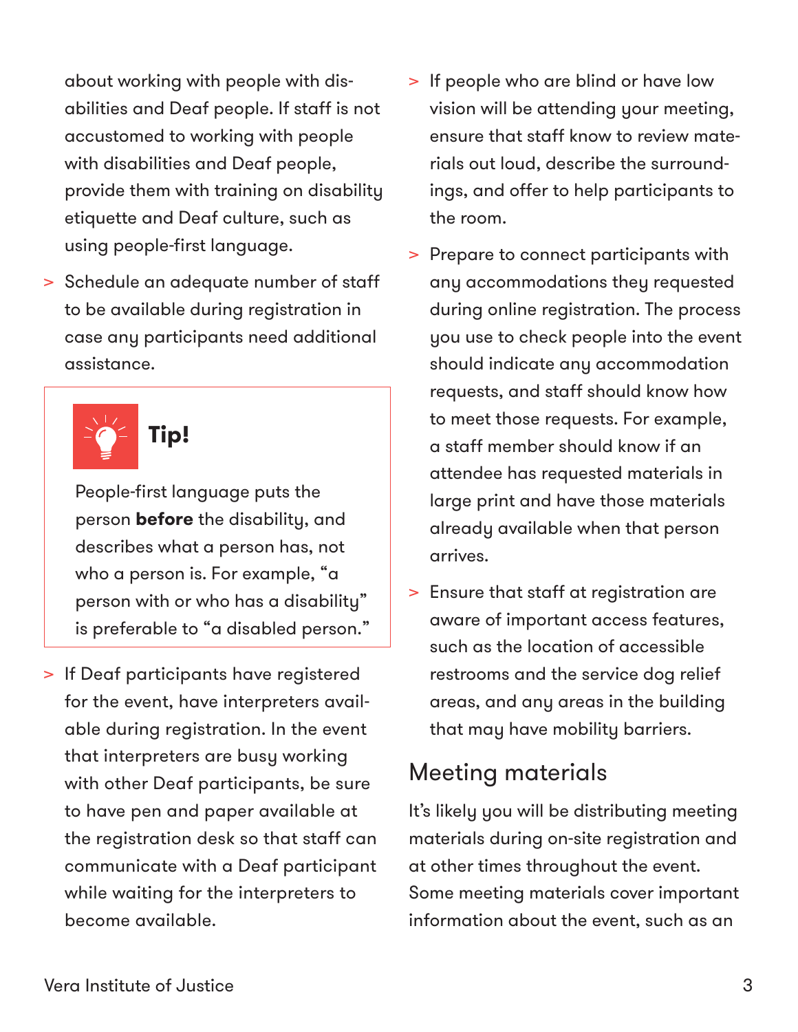about working with people with disabilities and Deaf people. If staff is not accustomed to working with people with disabilities and Deaf people, provide them with training on disability etiquette and Deaf culture, such as using people-first language.

- Schedule an adequate number of staff to be available during registration in case any participants need additional assistance.

> **Tip!**
>
> People-first language puts the person **before** the disability, and describes what a person has, not who a person is. For example, "a person with or who has a disability" is preferable to "a disabled person."

- If Deaf participants have registered for the event, have interpreters available during registration. In the event that interpreters are busy working with other Deaf participants, be sure to have pen and paper available at the registration desk so that staff can communicate with a Deaf participant while waiting for the interpreters to become available.
- If people who are blind or have low vision will be attending your meeting, ensure that staff know to review materials out loud, describe the surroundings, and offer to help participants to the room.
- Prepare to connect participants with any accommodations they requested during online registration. The process you use to check people into the event should indicate any accommodation requests, and staff should know how to meet those requests. For example, a staff member should know if an attendee has requested materials in large print and have those materials already available when that person arrives.
- Ensure that staff at registration are aware of important access features, such as the location of accessible restrooms and the service dog relief areas, and any areas in the building that may have mobility barriers.

## Meeting materials

It's likely you will be distributing meeting materials during on-site registration and at other times throughout the event. Some meeting materials cover important information about the event, such as an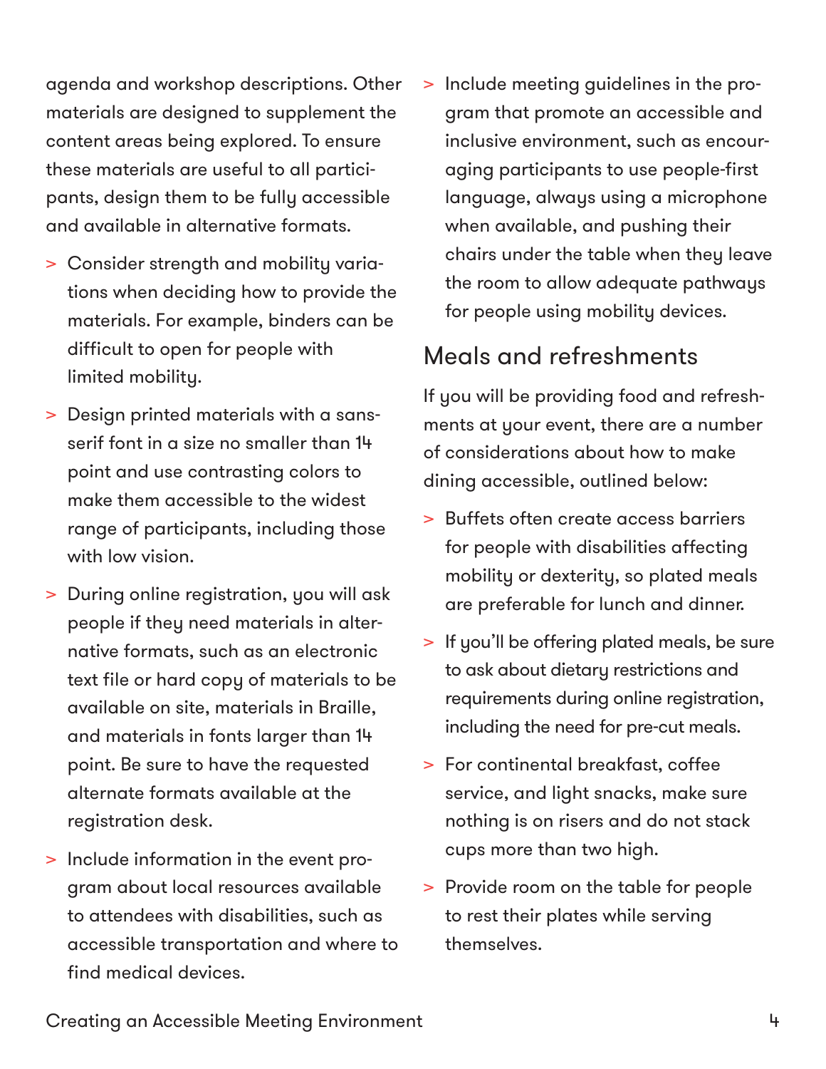agenda and workshop descriptions. Other materials are designed to supplement the content areas being explored. To ensure these materials are useful to all participants, design them to be fully accessible and available in alternative formats.

- Consider strength and mobility variations when deciding how to provide the materials. For example, binders can be difficult to open for people with limited mobility.
- Design printed materials with a sans-serif font in a size no smaller than 14 point and use contrasting colors to make them accessible to the widest range of participants, including those with low vision.
- During online registration, you will ask people if they need materials in alternative formats, such as an electronic text file or hard copy of materials to be available on site, materials in Braille, and materials in fonts larger than 14 point. Be sure to have the requested alternate formats available at the registration desk.
- Include information in the event program about local resources available to attendees with disabilities, such as accessible transportation and where to find medical devices.
- Include meeting guidelines in the program that promote an accessible and inclusive environment, such as encouraging participants to use people-first language, always using a microphone when available, and pushing their chairs under the table when they leave the room to allow adequate pathways for people using mobility devices.

## Meals and refreshments

If you will be providing food and refreshments at your event, there are a number of considerations about how to make dining accessible, outlined below:

- Buffets often create access barriers for people with disabilities affecting mobility or dexterity, so plated meals are preferable for lunch and dinner.
- If you'll be offering plated meals, be sure to ask about dietary restrictions and requirements during online registration, including the need for pre-cut meals.
- For continental breakfast, coffee service, and light snacks, make sure nothing is on risers and do not stack cups more than two high.
- Provide room on the table for people to rest their plates while serving themselves.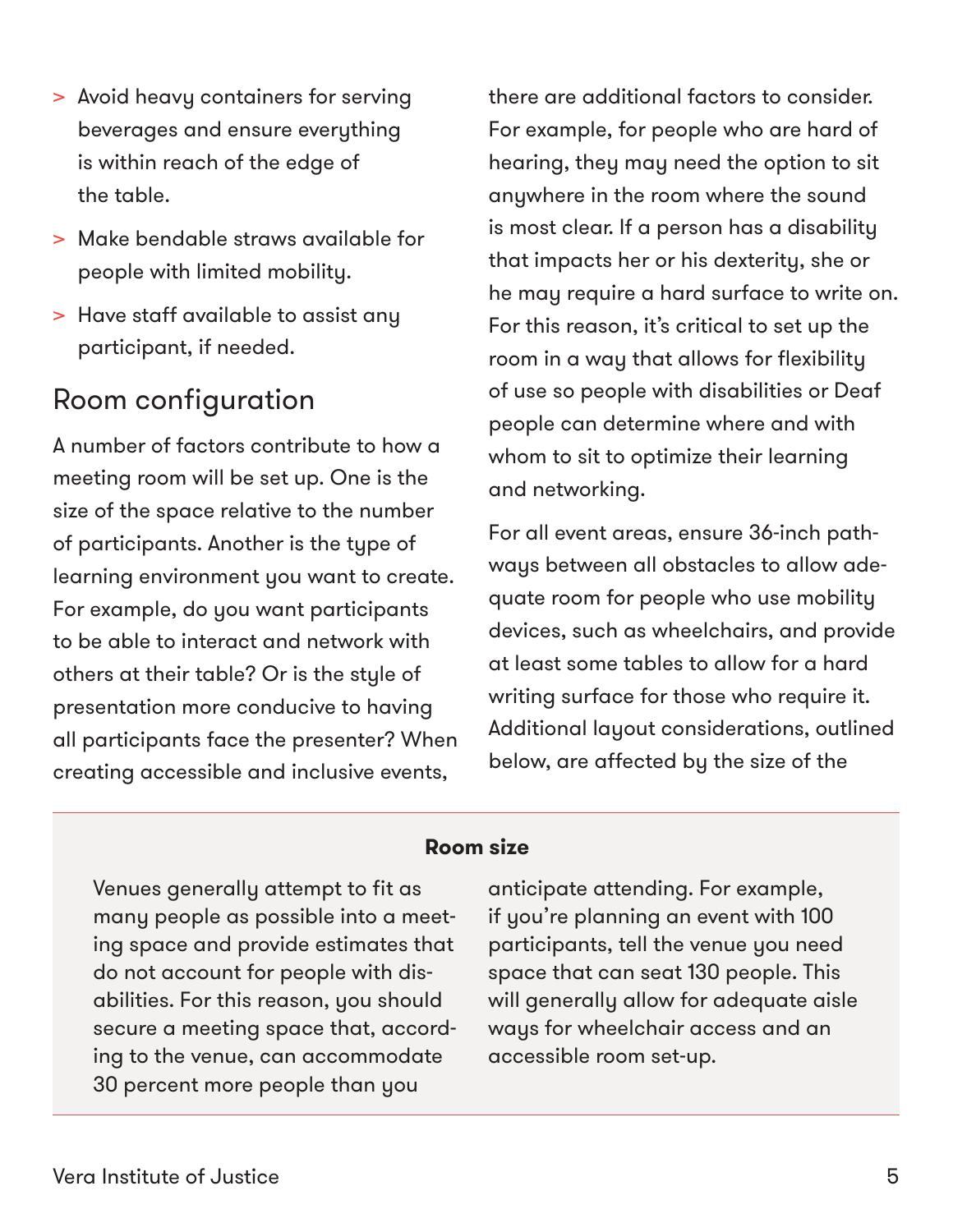- Avoid heavy containers for serving beverages and ensure everything is within reach of the edge of the table.
- Make bendable straws available for people with limited mobility.
- Have staff available to assist any participant, if needed.

## Room configuration

A number of factors contribute to how a meeting room will be set up. One is the size of the space relative to the number of participants. Another is the type of learning environment you want to create. For example, do you want participants to be able to interact and network with others at their table? Or is the style of presentation more conducive to having all participants face the presenter? When creating accessible and inclusive events, there are additional factors to consider. For example, for people who are hard of hearing, they may need the option to sit anywhere in the room where the sound is most clear. If a person has a disability that impacts her or his dexterity, she or he may require a hard surface to write on. For this reason, it's critical to set up the room in a way that allows for flexibility of use so people with disabilities or Deaf people can determine where and with whom to sit to optimize their learning and networking.

For all event areas, ensure 36-inch pathways between all obstacles to allow adequate room for people who use mobility devices, such as wheelchairs, and provide at least some tables to allow for a hard writing surface for those who require it. Additional layout considerations, outlined below, are affected by the size of the

**Room size**

Venues generally attempt to fit as many people as possible into a meeting space and provide estimates that do not account for people with disabilities. For this reason, you should secure a meeting space that, according to the venue, can accommodate 30 percent more people than you anticipate attending. For example, if you're planning an event with 100 participants, tell the venue you need space that can seat 130 people. This will generally allow for adequate aisle ways for wheelchair access and an accessible room set-up.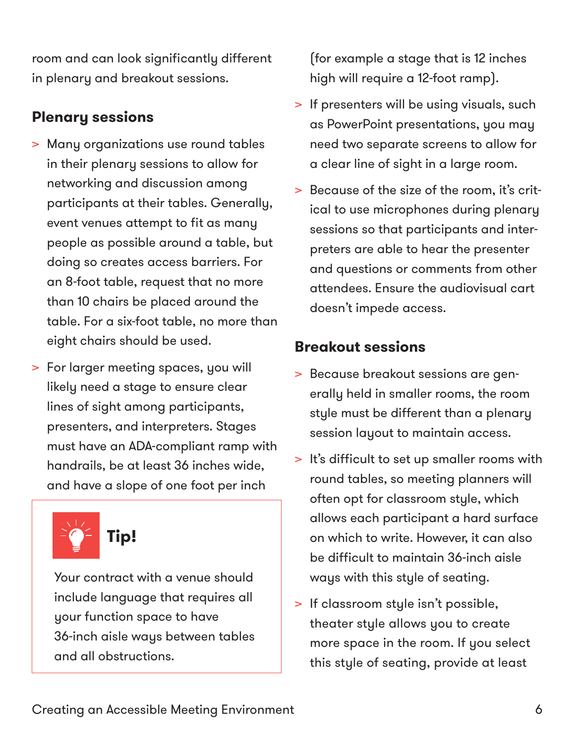room and can look significantly different in plenary and breakout sessions.

### Plenary sessions

- Many organizations use round tables in their plenary sessions to allow for networking and discussion among participants at their tables. Generally, event venues attempt to fit as many people as possible around a table, but doing so creates access barriers. For an 8-foot table, request that no more than 10 chairs be placed around the table. For a six-foot table, no more than eight chairs should be used.
- For larger meeting spaces, you will likely need a stage to ensure clear lines of sight among participants, presenters, and interpreters. Stages must have an ADA-compliant ramp with handrails, be at least 36 inches wide, and have a slope of one foot per inch (for example a stage that is 12 inches high will require a 12-foot ramp).
- If presenters will be using visuals, such as PowerPoint presentations, you may need two separate screens to allow for a clear line of sight in a large room.
- Because of the size of the room, it's critical to use microphones during plenary sessions so that participants and interpreters are able to hear the presenter and questions or comments from other attendees. Ensure the audiovisual cart doesn't impede access.

> **Tip!**
>
> Your contract with a venue should include language that requires all your function space to have 36-inch aisle ways between tables and all obstructions.

### Breakout sessions

- Because breakout sessions are generally held in smaller rooms, the room style must be different than a plenary session layout to maintain access.
- It's difficult to set up smaller rooms with round tables, so meeting planners will often opt for classroom style, which allows each participant a hard surface on which to write. However, it can also be difficult to maintain 36-inch aisle ways with this style of seating.
- If classroom style isn't possible, theater style allows you to create more space in the room. If you select this style of seating, provide at least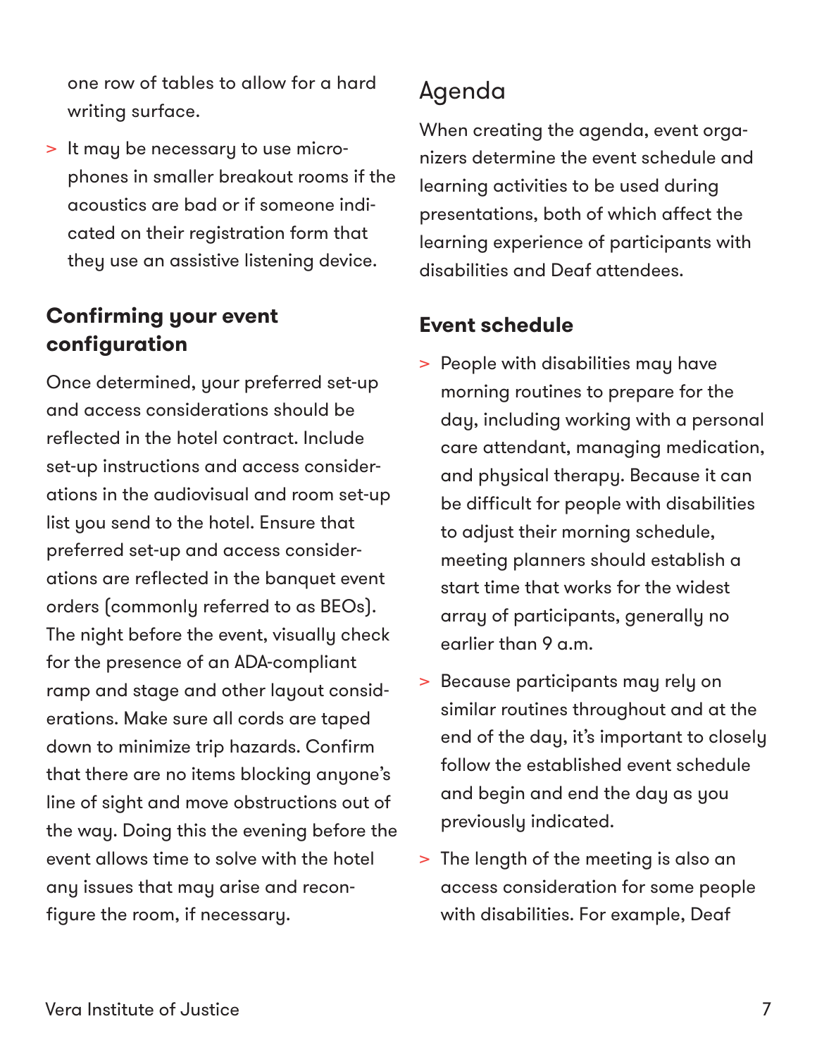one row of tables to allow for a hard writing surface.

- It may be necessary to use microphones in smaller breakout rooms if the acoustics are bad or if someone indicated on their registration form that they use an assistive listening device.

### Confirming your event configuration

Once determined, your preferred set-up and access considerations should be reflected in the hotel contract. Include set-up instructions and access considerations in the audiovisual and room set-up list you send to the hotel. Ensure that preferred set-up and access considerations are reflected in the banquet event orders (commonly referred to as BEOs). The night before the event, visually check for the presence of an ADA-compliant ramp and stage and other layout considerations. Make sure all cords are taped down to minimize trip hazards. Confirm that there are no items blocking anyone's line of sight and move obstructions out of the way. Doing this the evening before the event allows time to solve with the hotel any issues that may arise and reconfigure the room, if necessary.

## Agenda

When creating the agenda, event organizers determine the event schedule and learning activities to be used during presentations, both of which affect the learning experience of participants with disabilities and Deaf attendees.

### Event schedule

- People with disabilities may have morning routines to prepare for the day, including working with a personal care attendant, managing medication, and physical therapy. Because it can be difficult for people with disabilities to adjust their morning schedule, meeting planners should establish a start time that works for the widest array of participants, generally no earlier than 9 a.m.
- Because participants may rely on similar routines throughout and at the end of the day, it's important to closely follow the established event schedule and begin and end the day as you previously indicated.
- The length of the meeting is also an access consideration for some people with disabilities. For example, Deaf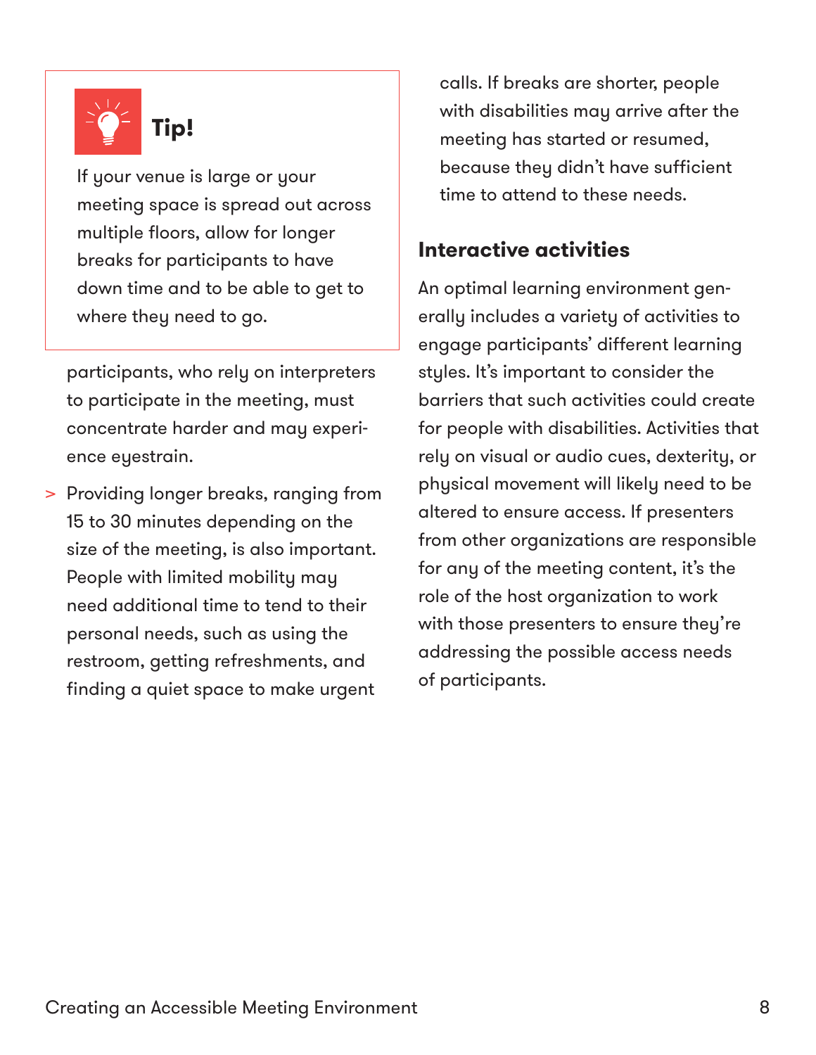**Tip!**

If your venue is large or your meeting space is spread out across multiple floors, allow for longer breaks for participants to have down time and to be able to get to where they need to go.

participants, who rely on interpreters to participate in the meeting, must concentrate harder and may experience eyestrain.

> Providing longer breaks, ranging from 15 to 30 minutes depending on the size of the meeting, is also important. People with limited mobility may need additional time to tend to their personal needs, such as using the restroom, getting refreshments, and finding a quiet space to make urgent calls. If breaks are shorter, people with disabilities may arrive after the meeting has started or resumed, because they didn't have sufficient time to attend to these needs.

## Interactive activities

An optimal learning environment generally includes a variety of activities to engage participants' different learning styles. It's important to consider the barriers that such activities could create for people with disabilities. Activities that rely on visual or audio cues, dexterity, or physical movement will likely need to be altered to ensure access. If presenters from other organizations are responsible for any of the meeting content, it's the role of the host organization to work with those presenters to ensure they're addressing the possible access needs of participants.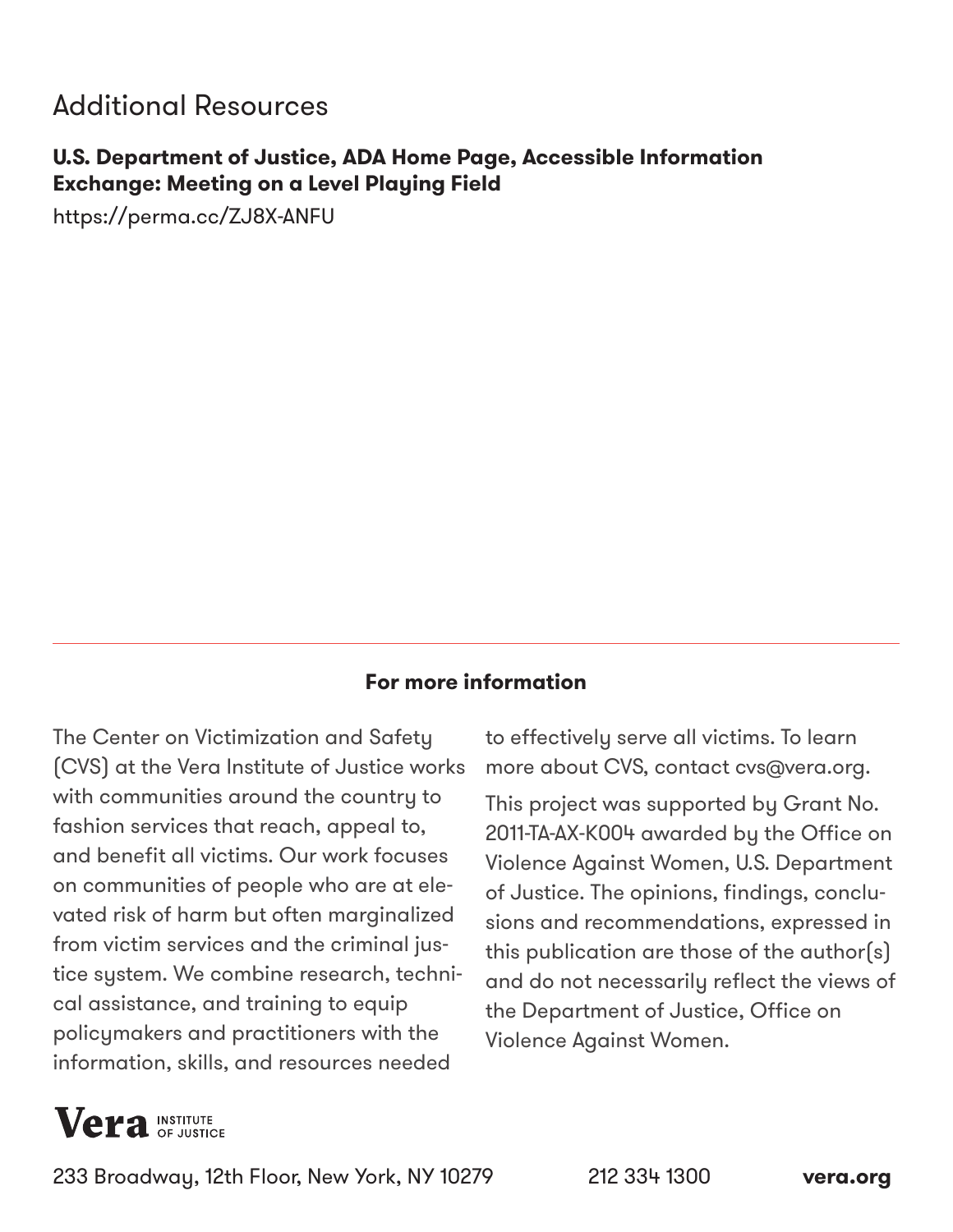## Additional Resources

**U.S. Department of Justice, ADA Home Page, Accessible Information Exchange: Meeting on a Level Playing Field**

https://perma.cc/ZJ8X-ANFU

---

**For more information**

The Center on Victimization and Safety (CVS) at the Vera Institute of Justice works with communities around the country to fashion services that reach, appeal to, and benefit all victims. Our work focuses on communities of people who are at elevated risk of harm but often marginalized from victim services and the criminal justice system. We combine research, technical assistance, and training to equip policymakers and practitioners with the information, skills, and resources needed to effectively serve all victims. To learn more about CVS, contact cvs@vera.org.

This project was supported by Grant No. 2011-TA-AX-K004 awarded by the Office on Violence Against Women, U.S. Department of Justice. The opinions, findings, conclusions and recommendations, expressed in this publication are those of the author(s) and do not necessarily reflect the views of the Department of Justice, Office on Violence Against Women.

**Vera** INSTITUTE OF JUSTICE

233 Broadway, 12th Floor, New York, NY 10279 212 334 1300 **vera.org**